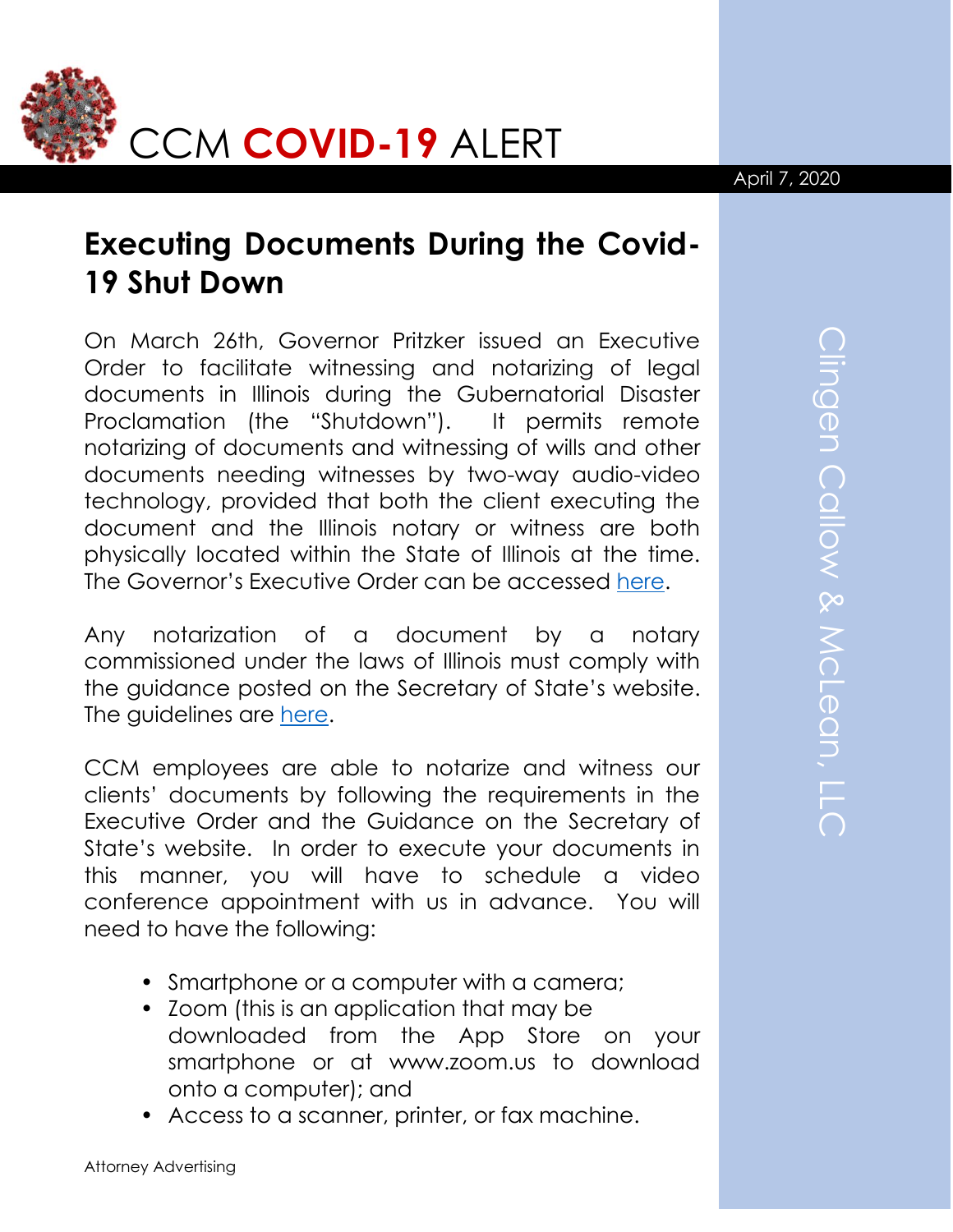# CCM COVID-19 ALERT

April 7, 2020

Clingen Callow & McLean, LLC

## Executing Documents During the Covid-19 Shut Down

On March 26th, Governor Pritzker issued an Executive Order to facilitate witnessing and notarizing of legal documents in Illinois during the Gubernatorial Disaster Proclamation (the "Shutdown"). It permits remote notarizing of documents and witnessing of wills and other documents needing witnesses by two-way audio-video technology, provided that both the client executing the document and the Illinois notary or witness are both physically located within the State of Illinois at the time. The Governor's Executive Order can be accessed here.

Any notarization of a document by a notary commissioned under the laws of Illinois must comply with the guidance posted on the Secretary of State's website. The guidelines are here.

CCM employees are able to notarize and witness our clients' documents by following the requirements in the Executive Order and the Guidance on the Secretary of State's website. In order to execute your documents in this manner, you will have to schedule a video conference appointment with us in advance. You will need to have the following:

- Smartphone or a computer with a camera;
- Zoom (this is an application that may be downloaded from the App Store on your smartphone or at www.zoom.us to download onto a computer); and
- Access to a scanner, printer, or fax machine.

Attorney Advertising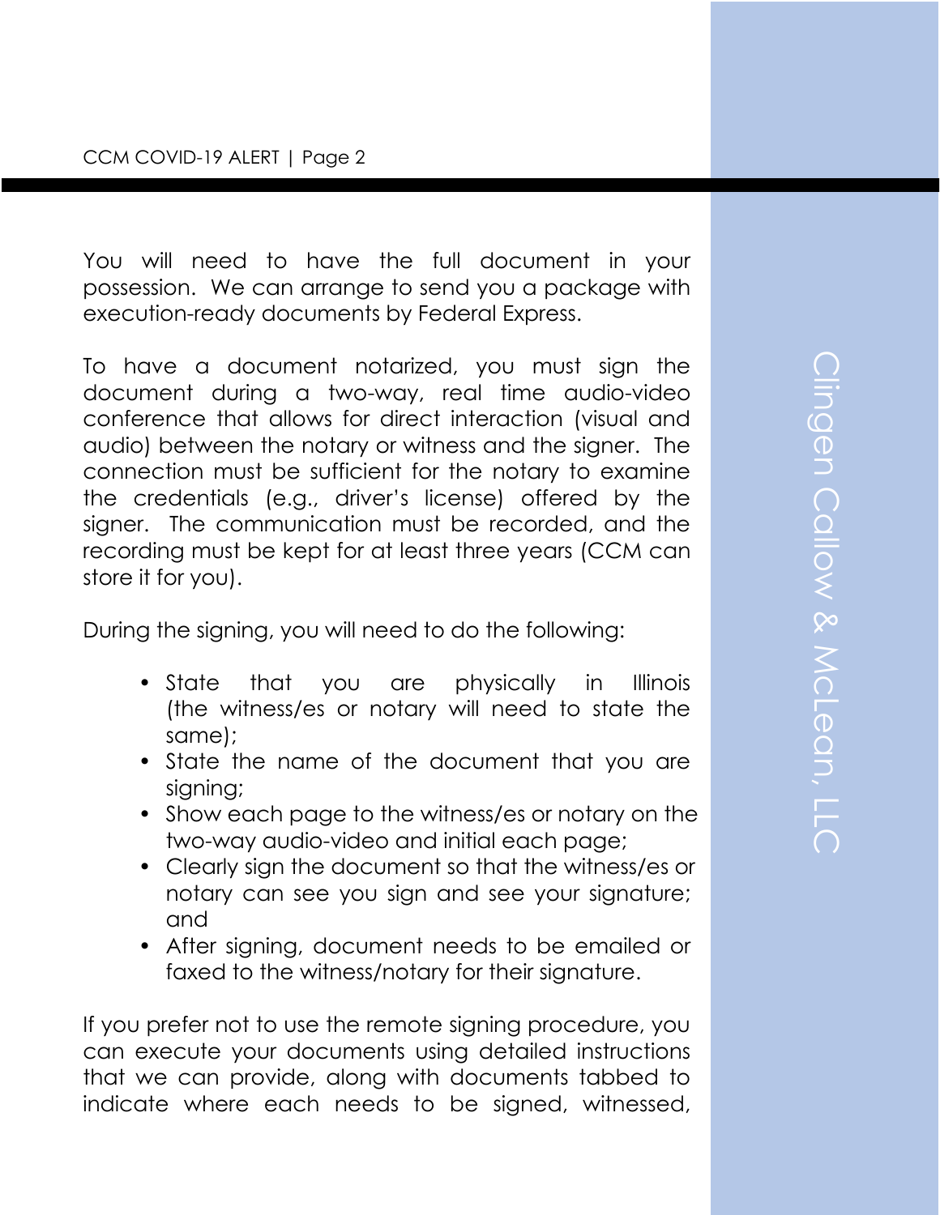You will need to have the full document in your possession. We can arrange to send you a package with execution-ready documents by Federal Express.

To have a document notarized, you must sign the document during a two-way, real time audio-video conference that allows for direct interaction (visual and audio) between the notary or witness and the signer. The connection must be sufficient for the notary to examine the credentials (e.g., driver's license) offered by the signer. The communication must be recorded, and the recording must be kept for at least three years (CCM can store it for you).

During the signing, you will need to do the following:

- State that you are physically in Illinois (the witness/es or notary will need to state the same);
- State the name of the document that you are signing;
- Show each page to the witness/es or notary on the two-way audio-video and initial each page;
- Clearly sign the document so that the witness/es or notary can see you sign and see your signature; and
- After signing, document needs to be emailed or faxed to the witness/notary for their signature.

If you prefer not to use the remote signing procedure, you can execute your documents using detailed instructions that we can provide, along with documents tabbed to indicate where each needs to be signed, witnessed,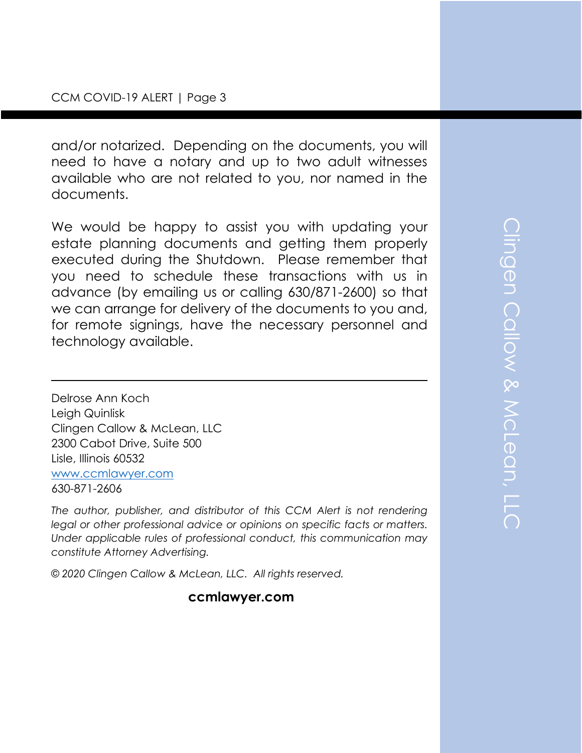and/or notarized. Depending on the documents, you will need to have a notary and up to two adult witnesses available who are not related to you, nor named in the documents.

We would be happy to assist you with updating your estate planning documents and getting them properly executed during the Shutdown. Please remember that you need to schedule these transactions with us in advance (by emailing us or calling 630/871-2600) so that we can arrange for delivery of the documents to you and, for remote signings, have the necessary personnel and technology available.

---

Delrose Ann Koch
Leigh Quinlisk
Clingen Callow & McLean, LLC
2300 Cabot Drive, Suite 500
Lisle, Illinois 60532
www.ccmlawyer.com
630-871-2606

*The author, publisher, and distributor of this CCM Alert is not rendering legal or other professional advice or opinions on specific facts or matters. Under applicable rules of professional conduct, this communication may constitute Attorney Advertising.*

*© 2020 Clingen Callow & McLean, LLC. All rights reserved.*

**ccmlawyer.com**

Clingen Callow & McLean, LLC